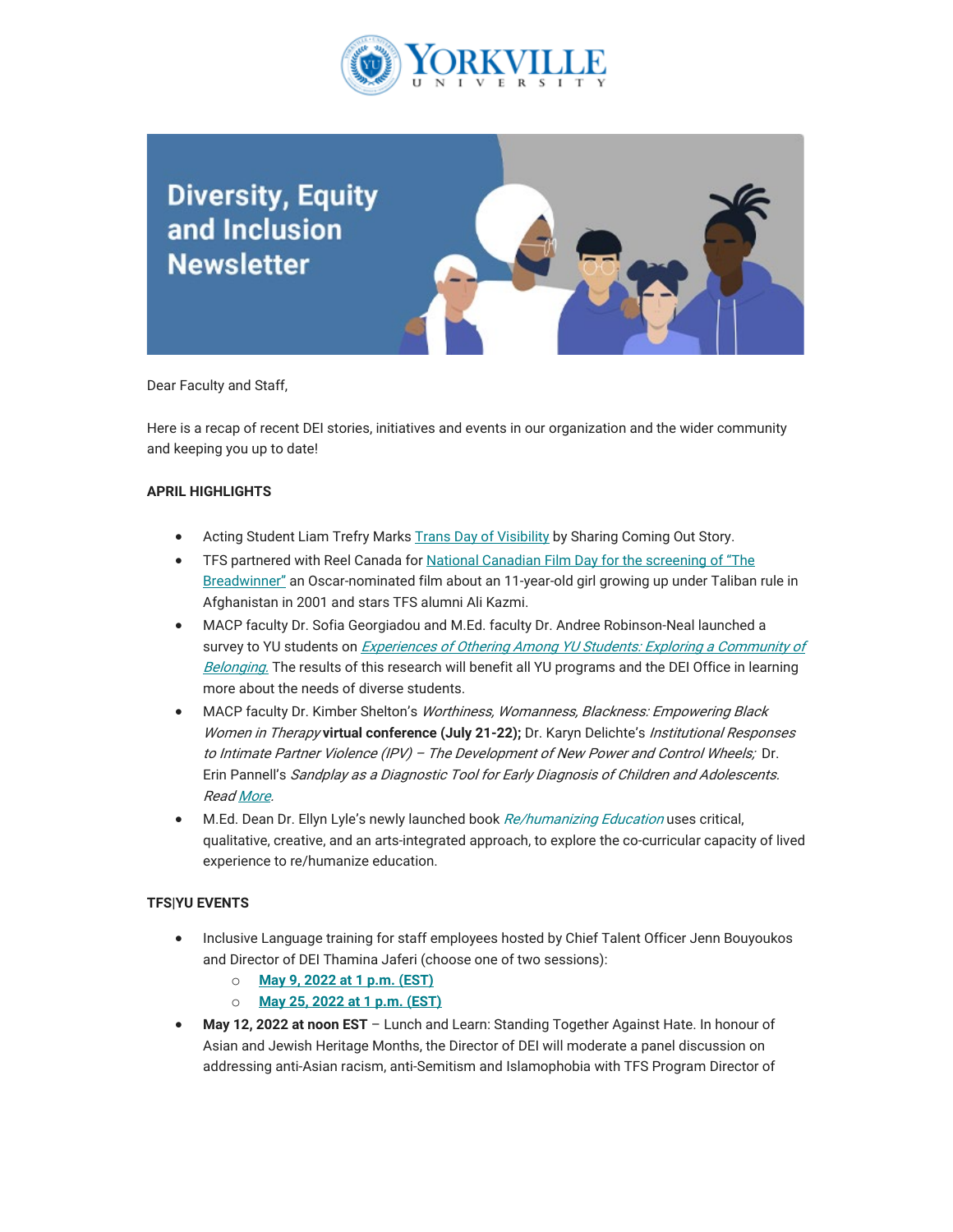# Diversity, Equity and Inclusion Newsletter

Dear Faculty and Staff,

Here is a recap of recent DEI stories, initiatives and events in our organization and the wider community and keeping you up to date!

**APRIL HIGHLIGHTS**

- Acting Student Liam Trefry Marks Trans Day of Visibility by Sharing Coming Out Story.
- TFS partnered with Reel Canada for National Canadian Film Day for the screening of "The Breadwinner" an Oscar-nominated film about an 11-year-old girl growing up under Taliban rule in Afghanistan in 2001 and stars TFS alumni Ali Kazmi.
- MACP faculty Dr. Sofia Georgiadou and M.Ed. faculty Dr. Andree Robinson-Neal launched a survey to YU students on *Experiences of Othering Among YU Students: Exploring a Community of Belonging.* The results of this research will benefit all YU programs and the DEI Office in learning more about the needs of diverse students.
- MACP faculty Dr. Kimber Shelton's *Worthiness, Womanness, Blackness: Empowering Black Women in Therapy* **virtual conference (July 21-22);** Dr. Karyn Delichte's *Institutional Responses to Intimate Partner Violence (IPV) – The Development of New Power and Control Wheels;* Dr. Erin Pannell's *Sandplay as a Diagnostic Tool for Early Diagnosis of Children and Adolescents. Read More*.
- M.Ed. Dean Dr. Ellyn Lyle's newly launched book *Re/humanizing Education* uses critical, qualitative, creative, and an arts-integrated approach, to explore the co-curricular capacity of lived experience to re/humanize education.

**TFS|YU EVENTS**

- Inclusive Language training for staff employees hosted by Chief Talent Officer Jenn Bouyoukos and Director of DEI Thamina Jaferi (choose one of two sessions):
  - **May 9, 2022 at 1 p.m. (EST)**
  - **May 25, 2022 at 1 p.m. (EST)**
- **May 12, 2022 at noon EST** – Lunch and Learn: Standing Together Against Hate. In honour of Asian and Jewish Heritage Months, the Director of DEI will moderate a panel discussion on addressing anti-Asian racism, anti-Semitism and Islamophobia with TFS Program Director of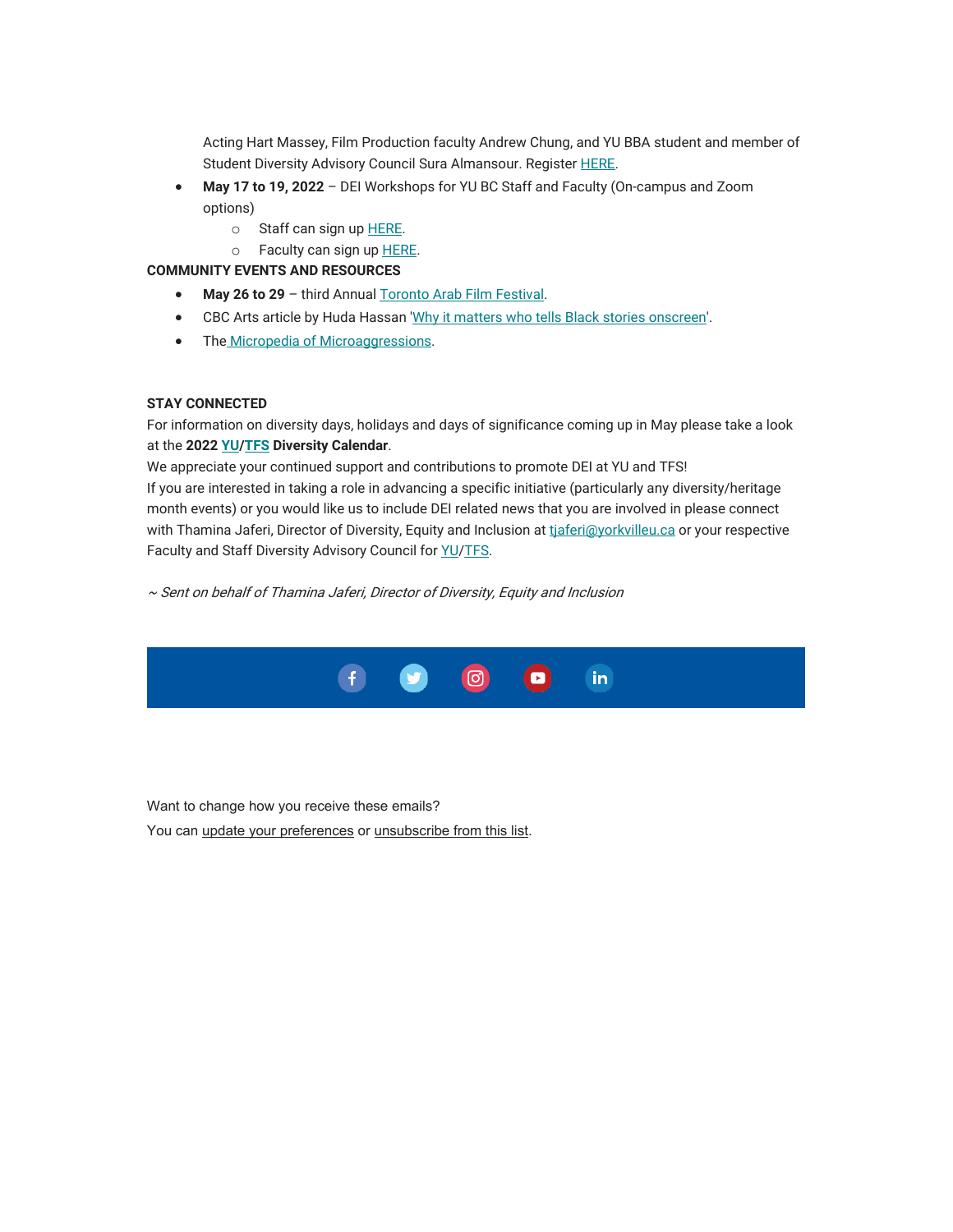Acting Hart Massey, Film Production faculty Andrew Chung, and YU BBA student and member of Student Diversity Advisory Council Sura Almansour. Register HERE.

- **May 17 to 19, 2022** – DEI Workshops for YU BC Staff and Faculty (On-campus and Zoom options)
  - Staff can sign up HERE.
  - Faculty can sign up HERE.

**COMMUNITY EVENTS AND RESOURCES**

- **May 26 to 29** – third Annual Toronto Arab Film Festival.
- CBC Arts article by Huda Hassan 'Why it matters who tells Black stories onscreen'.
- The Micropedia of Microaggressions.

**STAY CONNECTED**

For information on diversity days, holidays and days of significance coming up in May please take a look at the **2022 YU/TFS Diversity Calendar**.

We appreciate your continued support and contributions to promote DEI at YU and TFS!

If you are interested in taking a role in advancing a specific initiative (particularly any diversity/heritage month events) or you would like us to include DEI related news that you are involved in please connect with Thamina Jaferi, Director of Diversity, Equity and Inclusion at tjaferi@yorkvilleu.ca or your respective Faculty and Staff Diversity Advisory Council for YU/TFS.

*~ Sent on behalf of Thamina Jaferi, Director of Diversity, Equity and Inclusion*

Want to change how you receive these emails?

You can update your preferences or unsubscribe from this list.